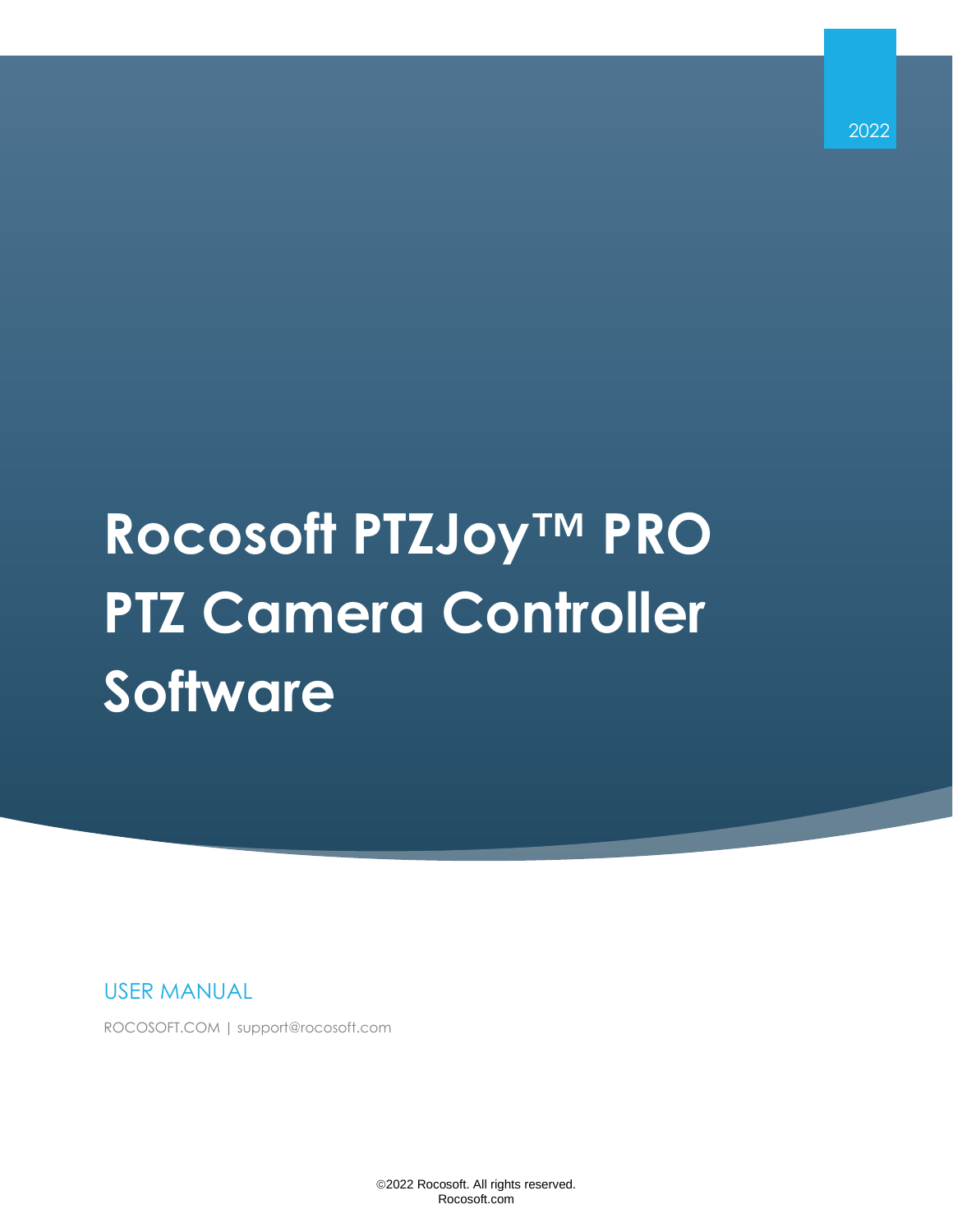2022

# Rocosoft PTZJoy™ PRO PTZ Camera Controller Software

## USER MANUAL

ROCOSOFT.COM | support@rocosoft.com

©2022 Rocosoft. All rights reserved.
Rocosoft.com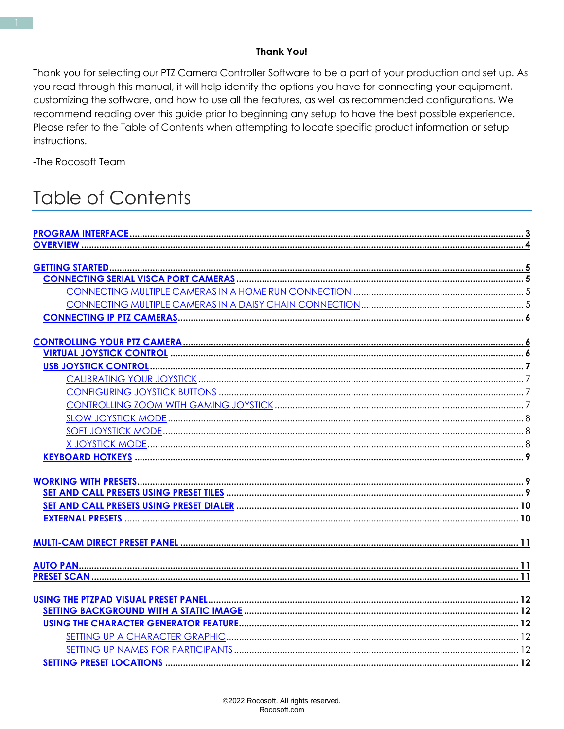**Thank You!**

Thank you for selecting our PTZ Camera Controller Software to be a part of your production and set up. As you read through this manual, it will help identify the options you have for connecting your equipment, customizing the software, and how to use all the features, as well as recommended configurations. We recommend reading over this guide prior to beginning any setup to have the best possible experience. Please refer to the Table of Contents when attempting to locate specific product information or setup instructions.

-The Rocosoft Team

# Table of Contents

- **PROGRAM INTERFACE** ........ 3
- **OVERVIEW** ........ 4
- **GETTING STARTED** ........ 5
  - **CONNECTING SERIAL VISCA PORT CAMERAS** ........ 5
    - CONNECTING MULTIPLE CAMERAS IN A HOME RUN CONNECTION ........ 5
    - CONNECTING MULTIPLE CAMERAS IN A DAISY CHAIN CONNECTION ........ 5
  - **CONNECTING IP PTZ CAMERAS** ........ 6
- **CONTROLLING YOUR PTZ CAMERA** ........ 6
  - **VIRTUAL JOYSTICK CONTROL** ........ 6
  - **USB JOYSTICK CONTROL** ........ 7
    - CALIBRATING YOUR JOYSTICK ........ 7
    - CONFIGURING JOYSTICK BUTTONS ........ 7
    - CONTROLLING ZOOM WITH GAMING JOYSTICK ........ 7
    - SLOW JOYSTICK MODE ........ 8
    - SOFT JOYSTICK MODE ........ 8
    - X JOYSTICK MODE ........ 8
  - **KEYBOARD HOTKEYS** ........ 9
- **WORKING WITH PRESETS** ........ 9
  - **SET AND CALL PRESETS USING PRESET TILES** ........ 9
  - **SET AND CALL PRESETS USING PRESET DIALER** ........ 10
  - **EXTERNAL PRESETS** ........ 10
- **MULTI-CAM DIRECT PRESET PANEL** ........ 11
- **AUTO PAN** ........ 11
- **PRESET SCAN** ........ 11
- **USING THE PTZPAD VISUAL PRESET PANEL** ........ 12
  - **SETTING BACKGROUND WITH A STATIC IMAGE** ........ 12
  - **USING THE CHARACTER GENERATOR FEATURE** ........ 12
    - SETTING UP A CHARACTER GRAPHIC ........ 12
    - SETTING UP NAMES FOR PARTICIPANTS ........ 12
  - **SETTING PRESET LOCATIONS** ........ 12

©2022 Rocosoft. All rights reserved.
Rocosoft.com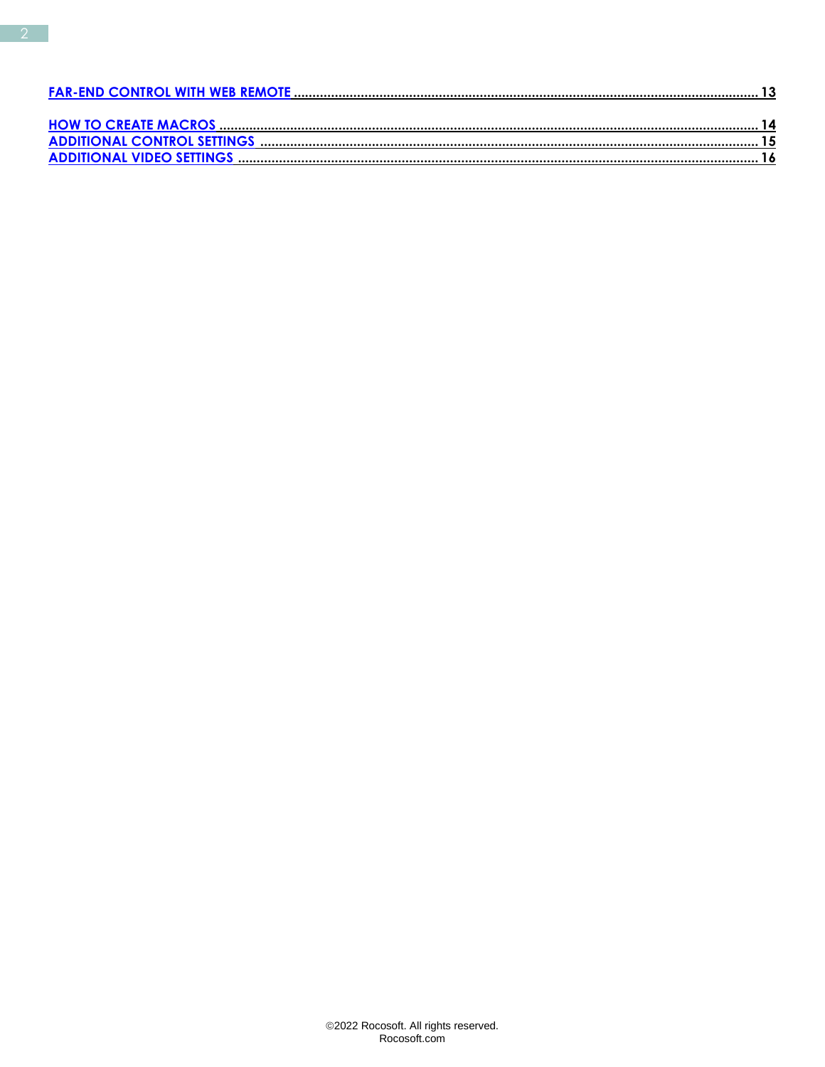[FAR-END CONTROL WITH WEB REMOTE ........................................................................................................................ 13](#)

[HOW TO CREATE MACROS ........................................................................................................................................ 14](#)
[ADDITIONAL CONTROL SETTINGS ............................................................................................................................ 15](#)
[ADDITIONAL VIDEO SETTINGS ................................................................................................................................ 16](#)

©2022 Rocosoft. All rights reserved.
Rocosoft.com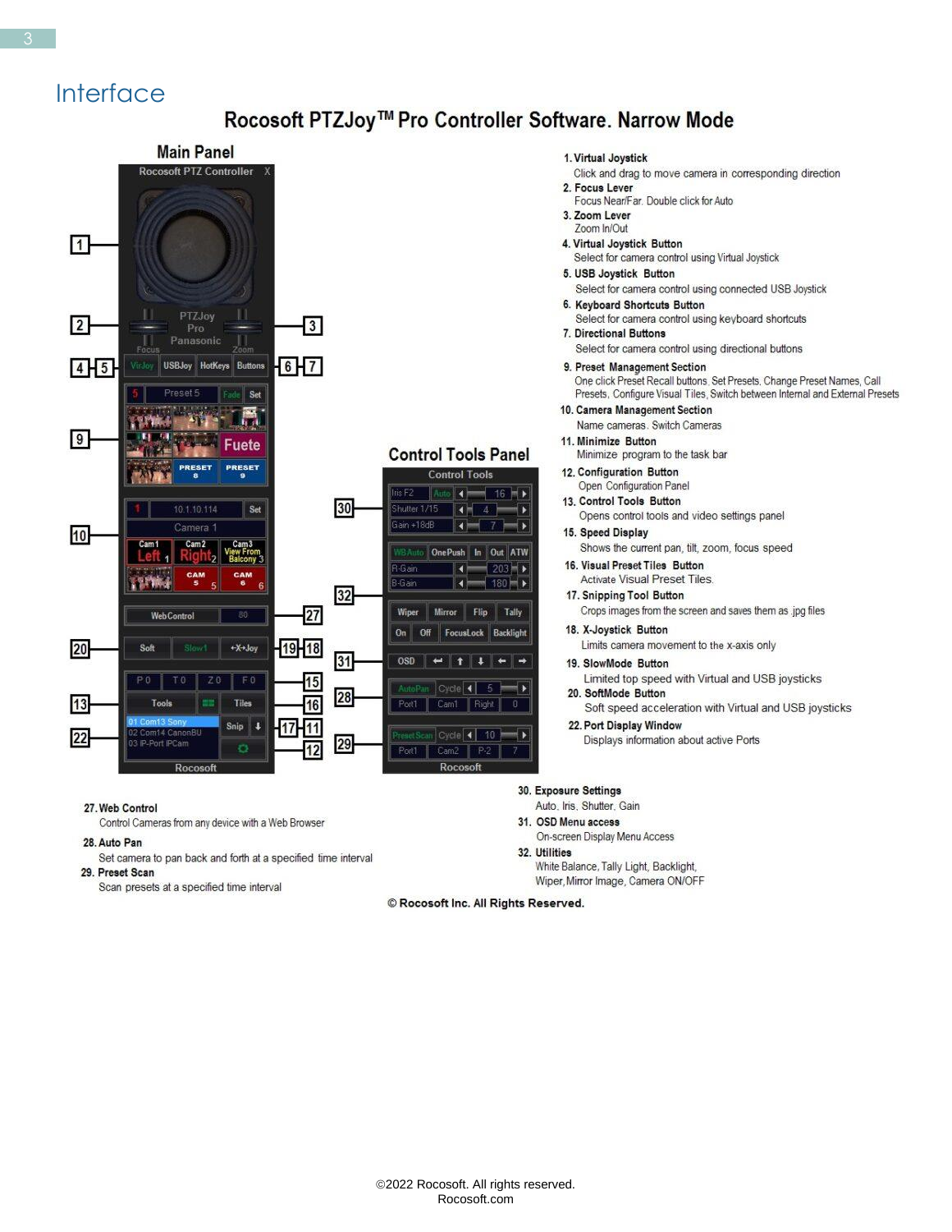## Interface

### Rocosoft PTZJoy™ Pro Controller Software. Narrow Mode

**Main Panel**

**Control Tools Panel**

1. **Virtual Joystick**
   Click and drag to move camera in corresponding direction
2. **Focus Lever**
   Focus Near/Far. Double click for Auto
3. **Zoom Lever**
   Zoom In/Out
4. **Virtual Joystick Button**
   Select for camera control using Virtual Joystick
5. **USB Joystick Button**
   Select for camera control using connected USB Joystick
6. **Keyboard Shortcuts Button**
   Select for camera control using keyboard shortcuts
7. **Directional Buttons**
   Select for camera control using directional buttons
9. **Preset Management Section**
   One click Preset Recall buttons, Set Presets, Change Preset Names, Call Presets, Configure Visual Tiles, Switch between Internal and External Presets
10. **Camera Management Section**
    Name cameras. Switch Cameras
11. **Minimize Button**
    Minimize program to the task bar
12. **Configuration Button**
    Open Configuration Panel
13. **Control Tools Button**
    Opens control tools and video settings panel
15. **Speed Display**
    Shows the current pan, tilt, zoom, focus speed
16. **Visual Preset Tiles Button**
    Activate Visual Preset Tiles.
17. **Snipping Tool Button**
    Crops images from the screen and saves them as .jpg files
18. **X-Joystick Button**
    Limits camera movement to the x-axis only
19. **SlowMode Button**
    Limited top speed with Virtual and USB joysticks
20. **SoftMode Button**
    Soft speed acceleration with Virtual and USB joysticks
22. **Port Display Window**
    Displays information about active Ports

27. **Web Control**
    Control Cameras from any device with a Web Browser
28. **Auto Pan**
    Set camera to pan back and forth at a specified time interval
29. **Preset Scan**
    Scan presets at a specified time interval

30. **Exposure Settings**
    Auto, Iris, Shutter, Gain
31. **OSD Menu access**
    On-screen Display Menu Access
32. **Utilities**
    White Balance, Tally Light, Backlight, Wiper, Mirror Image, Camera ON/OFF

© Rocosoft Inc. All Rights Reserved.

©2022 Rocosoft. All rights reserved.
Rocosoft.com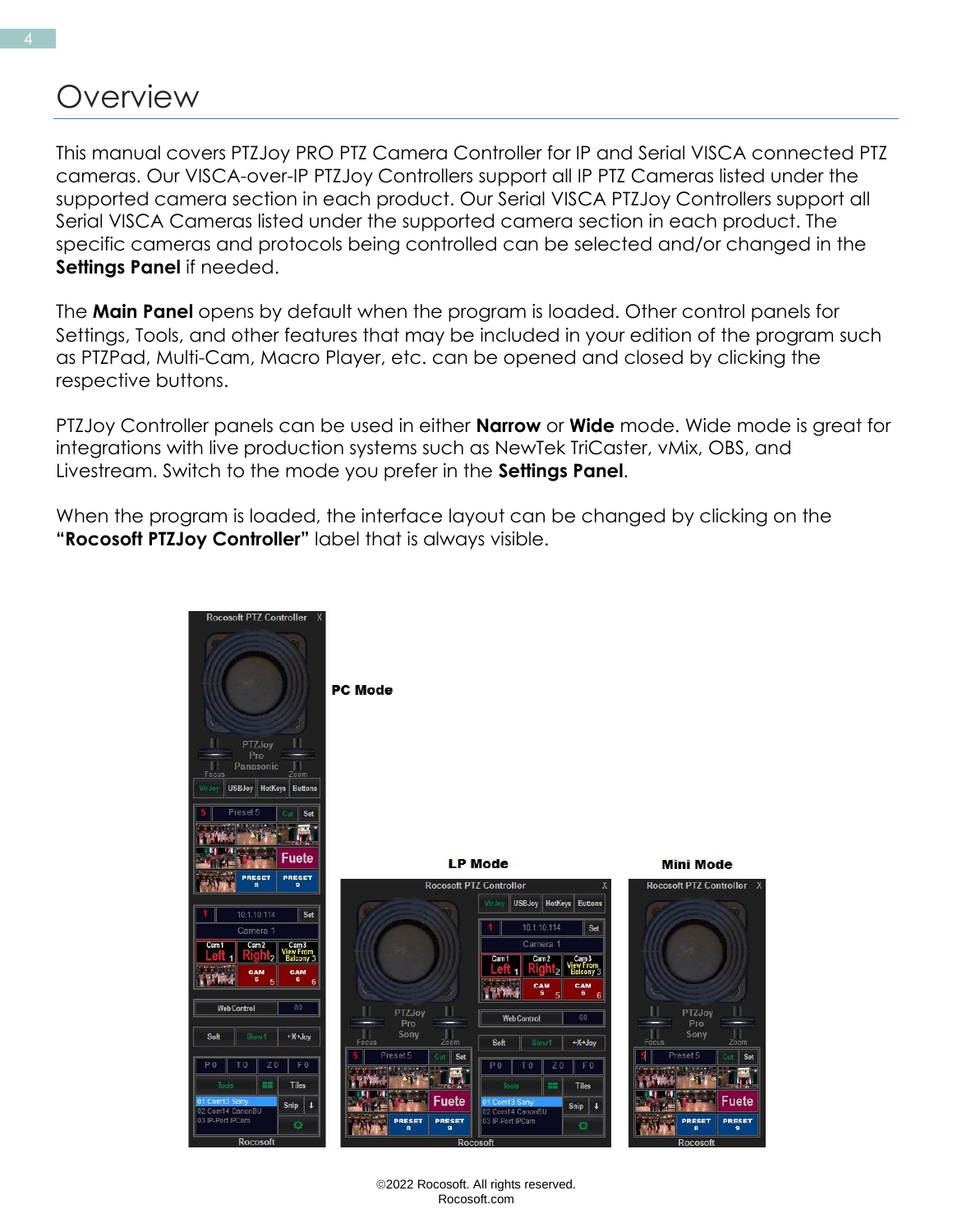# Overview

This manual covers PTZJoy PRO PTZ Camera Controller for IP and Serial VISCA connected PTZ cameras. Our VISCA-over-IP PTZJoy Controllers support all IP PTZ Cameras listed under the supported camera section in each product. Our Serial VISCA PTZJoy Controllers support all Serial VISCA Cameras listed under the supported camera section in each product. The specific cameras and protocols being controlled can be selected and/or changed in the **Settings Panel** if needed.

The **Main Panel** opens by default when the program is loaded. Other control panels for Settings, Tools, and other features that may be included in your edition of the program such as PTZPad, Multi-Cam, Macro Player, etc. can be opened and closed by clicking the respective buttons.

PTZJoy Controller panels can be used in either **Narrow** or **Wide** mode. Wide mode is great for integrations with live production systems such as NewTek TriCaster, vMix, OBS, and Livestream. Switch to the mode you prefer in the **Settings Panel**.

When the program is loaded, the interface layout can be changed by clicking on the **"Rocosoft PTZJoy Controller"** label that is always visible.

**PC Mode**

**LP Mode**

**Mini Mode**

©2022 Rocosoft. All rights reserved.
Rocosoft.com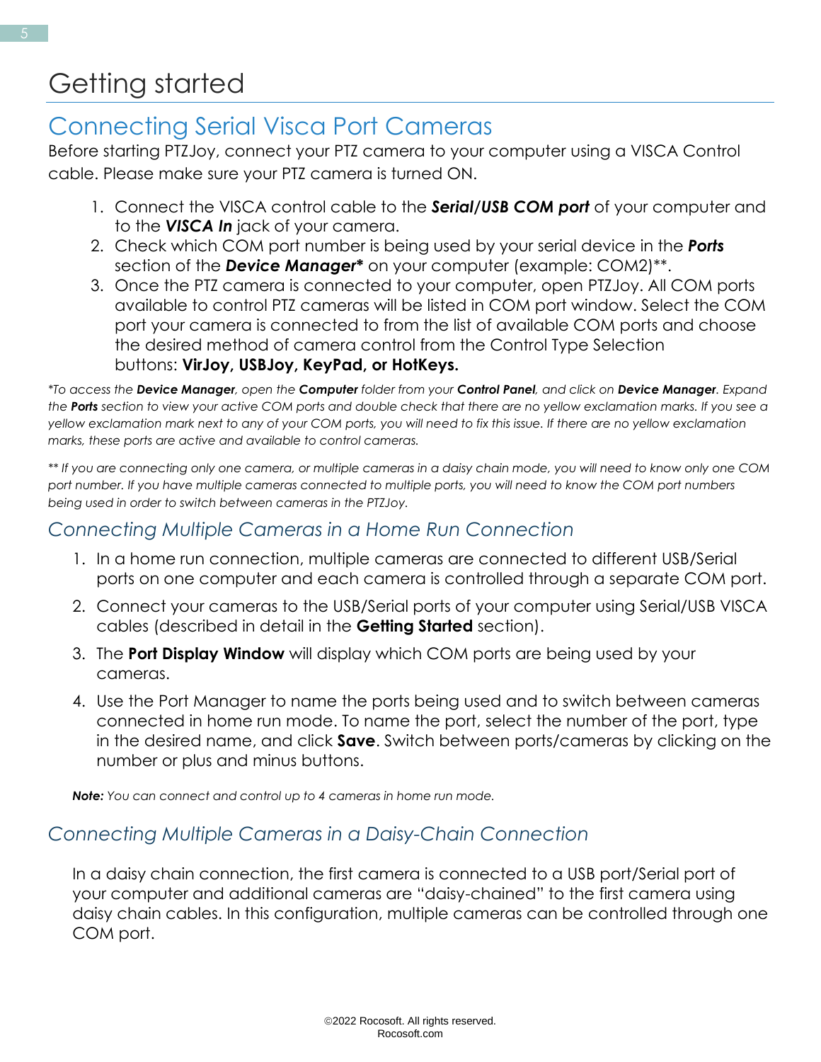// Getting started

## Connecting Serial Visca Port Cameras

Before starting PTZJoy, connect your PTZ camera to your computer using a VISCA Control cable. Please make sure your PTZ camera is turned ON.

1. Connect the VISCA control cable to the ***Serial/USB COM port*** of your computer and to the ***VISCA In*** jack of your camera.
2. Check which COM port number is being used by your serial device in the ***Ports*** section of the ***Device Manager**** on your computer (example: COM2)**.
3. Once the PTZ camera is connected to your computer, open PTZJoy. All COM ports available to control PTZ cameras will be listed in COM port window. Select the COM port your camera is connected to from the list of available COM ports and choose the desired method of camera control from the Control Type Selection buttons: **VirJoy, USBJoy, KeyPad, or HotKeys.**

*\*To access the **Device Manager**, open the **Computer** folder from your **Control Panel**, and click on **Device Manager**. Expand the **Ports** section to view your active COM ports and double check that there are no yellow exclamation marks. If you see a yellow exclamation mark next to any of your COM ports, you will need to fix this issue. If there are no yellow exclamation marks, these ports are active and available to control cameras.*

*\*\* If you are connecting only one camera, or multiple cameras in a daisy chain mode, you will need to know only one COM port number. If you have multiple cameras connected to multiple ports, you will need to know the COM port numbers being used in order to switch between cameras in the PTZJoy.*

### *Connecting Multiple Cameras in a Home Run Connection*

1. In a home run connection, multiple cameras are connected to different USB/Serial ports on one computer and each camera is controlled through a separate COM port.
2. Connect your cameras to the USB/Serial ports of your computer using Serial/USB VISCA cables (described in detail in the **Getting Started** section).
3. The **Port Display Window** will display which COM ports are being used by your cameras.
4. Use the Port Manager to name the ports being used and to switch between cameras connected in home run mode. To name the port, select the number of the port, type in the desired name, and click **Save**. Switch between ports/cameras by clicking on the number or plus and minus buttons.

***Note:*** *You can connect and control up to 4 cameras in home run mode.*

### *Connecting Multiple Cameras in a Daisy-Chain Connection*

In a daisy chain connection, the first camera is connected to a USB port/Serial port of your computer and additional cameras are "daisy-chained" to the first camera using daisy chain cables. In this configuration, multiple cameras can be controlled through one COM port.

# Getting started

## Connecting Serial Visca Port Cameras

Before starting PTZJoy, connect your PTZ camera to your computer using a VISCA Control cable. Please make sure your PTZ camera is turned ON.

1. Connect the VISCA control cable to the ***Serial/USB COM port*** of your computer and to the ***VISCA In*** jack of your camera.
2. Check which COM port number is being used by your serial device in the ***Ports*** section of the ***Device Manager**** on your computer (example: COM2)**.
3. Once the PTZ camera is connected to your computer, open PTZJoy. All COM ports available to control PTZ cameras will be listed in COM port window. Select the COM port your camera is connected to from the list of available COM ports and choose the desired method of camera control from the Control Type Selection buttons: **VirJoy, USBJoy, KeyPad, or HotKeys.**

*\*To access the **Device Manager**, open the **Computer** folder from your **Control Panel**, and click on **Device Manager**. Expand the **Ports** section to view your active COM ports and double check that there are no yellow exclamation marks. If you see a yellow exclamation mark next to any of your COM ports, you will need to fix this issue. If there are no yellow exclamation marks, these ports are active and available to control cameras.*

*\*\* If you are connecting only one camera, or multiple cameras in a daisy chain mode, you will need to know only one COM port number. If you have multiple cameras connected to multiple ports, you will need to know the COM port numbers being used in order to switch between cameras in the PTZJoy.*

### *Connecting Multiple Cameras in a Home Run Connection*

1. In a home run connection, multiple cameras are connected to different USB/Serial ports on one computer and each camera is controlled through a separate COM port.
2. Connect your cameras to the USB/Serial ports of your computer using Serial/USB VISCA cables (described in detail in the **Getting Started** section).
3. The **Port Display Window** will display which COM ports are being used by your cameras.
4. Use the Port Manager to name the ports being used and to switch between cameras connected in home run mode. To name the port, select the number of the port, type in the desired name, and click **Save**. Switch between ports/cameras by clicking on the number or plus and minus buttons.

***Note:*** *You can connect and control up to 4 cameras in home run mode.*

### *Connecting Multiple Cameras in a Daisy-Chain Connection*

In a daisy chain connection, the first camera is connected to a USB port/Serial port of your computer and additional cameras are "daisy-chained" to the first camera using daisy chain cables. In this configuration, multiple cameras can be controlled through one COM port.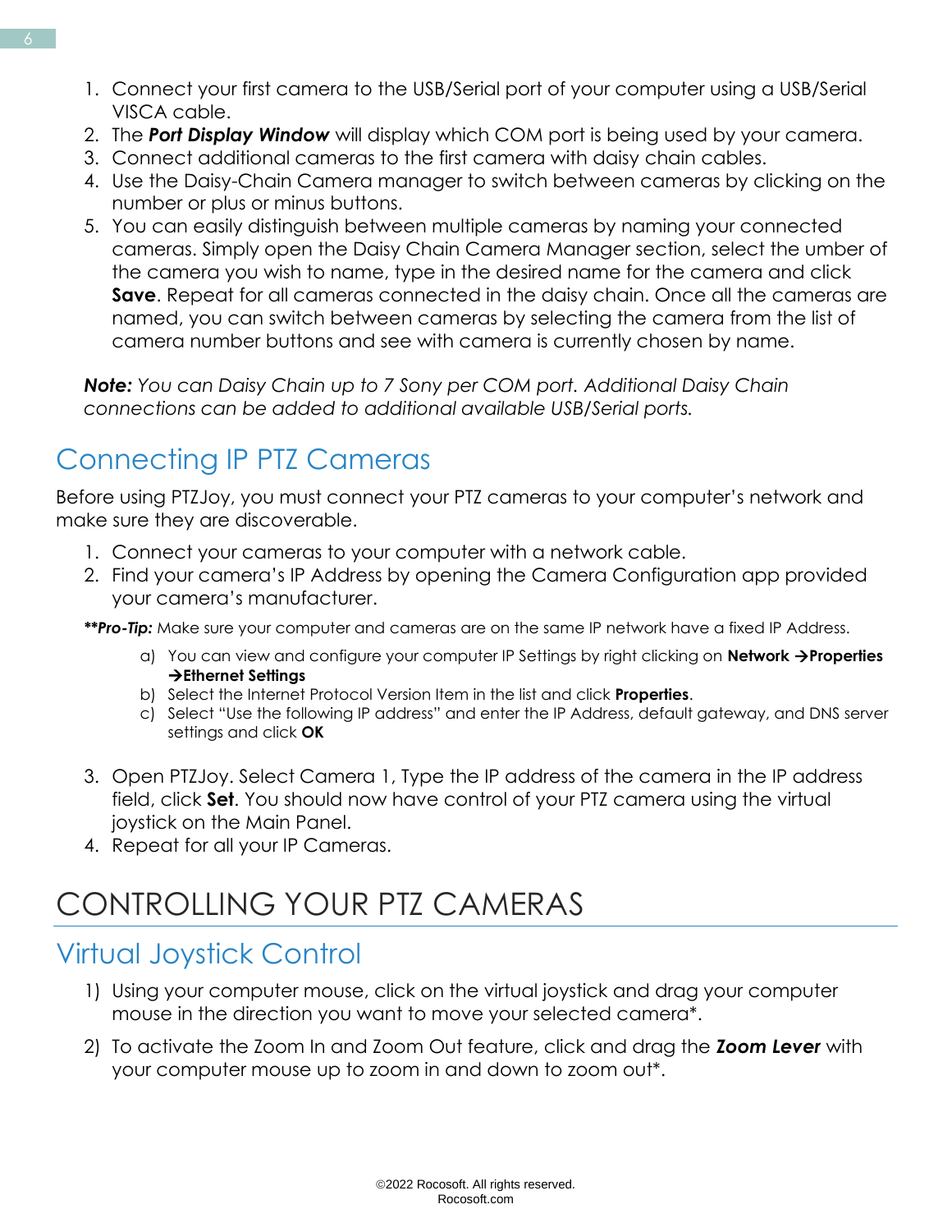1. Connect your first camera to the USB/Serial port of your computer using a USB/Serial VISCA cable.
2. The ***Port Display Window*** will display which COM port is being used by your camera.
3. Connect additional cameras to the first camera with daisy chain cables.
4. Use the Daisy-Chain Camera manager to switch between cameras by clicking on the number or plus or minus buttons.
5. You can easily distinguish between multiple cameras by naming your connected cameras. Simply open the Daisy Chain Camera Manager section, select the umber of the camera you wish to name, type in the desired name for the camera and click **Save**. Repeat for all cameras connected in the daisy chain. Once all the cameras are named, you can switch between cameras by selecting the camera from the list of camera number buttons and see with camera is currently chosen by name.

***Note:*** *You can Daisy Chain up to 7 Sony per COM port. Additional Daisy Chain connections can be added to additional available USB/Serial ports.*

## Connecting IP PTZ Cameras

Before using PTZJoy, you must connect your PTZ cameras to your computer's network and make sure they are discoverable.

1. Connect your cameras to your computer with a network cable.
2. Find your camera's IP Address by opening the Camera Configuration app provided your camera's manufacturer.

***\*\*Pro-Tip:*** Make sure your computer and cameras are on the same IP network have a fixed IP Address.

a) You can view and configure your computer IP Settings by right clicking on **Network →Properties →Ethernet Settings**
b) Select the Internet Protocol Version Item in the list and click **Properties**.
c) Select "Use the following IP address" and enter the IP Address, default gateway, and DNS server settings and click **OK**

3. Open PTZJoy. Select Camera 1, Type the IP address of the camera in the IP address field, click **Set**. You should now have control of your PTZ camera using the virtual joystick on the Main Panel.
4. Repeat for all your IP Cameras.

# CONTROLLING YOUR PTZ CAMERAS

## Virtual Joystick Control

1) Using your computer mouse, click on the virtual joystick and drag your computer mouse in the direction you want to move your selected camera*.

2) To activate the Zoom In and Zoom Out feature, click and drag the ***Zoom Lever*** with your computer mouse up to zoom in and down to zoom out*.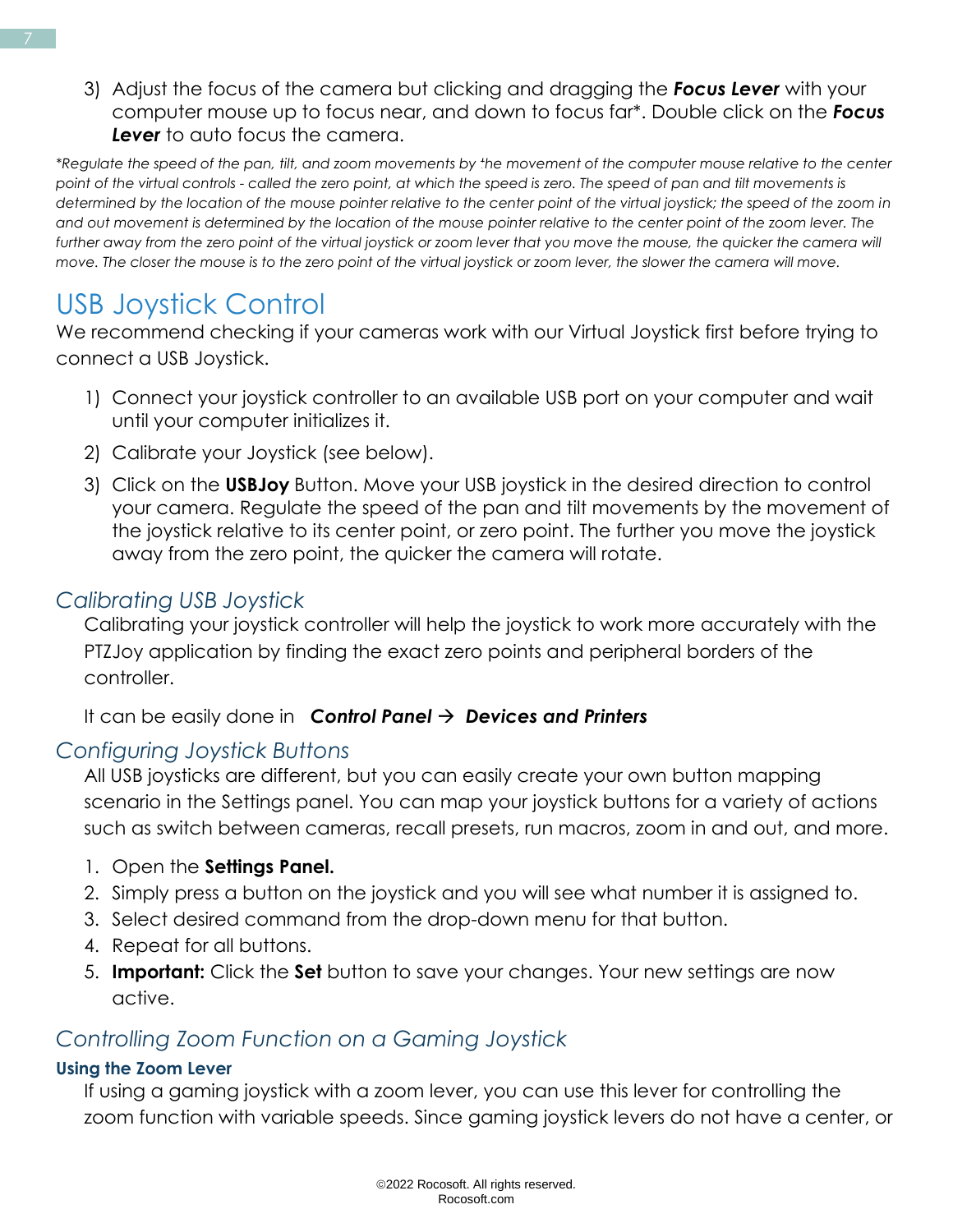3) Adjust the focus of the camera but clicking and dragging the ***Focus Lever*** with your computer mouse up to focus near, and down to focus far*. Double click on the ***Focus Lever*** to auto focus the camera.

*\*Regulate the speed of the pan, tilt, and zoom movements by the movement of the computer mouse relative to the center point of the virtual controls - called the zero point, at which the speed is zero. The speed of pan and tilt movements is determined by the location of the mouse pointer relative to the center point of the virtual joystick; the speed of the zoom in and out movement is determined by the location of the mouse pointer relative to the center point of the zoom lever. The further away from the zero point of the virtual joystick or zoom lever that you move the mouse, the quicker the camera will move. The closer the mouse is to the zero point of the virtual joystick or zoom lever, the slower the camera will move.*

# USB Joystick Control

We recommend checking if your cameras work with our Virtual Joystick first before trying to connect a USB Joystick.

1) Connect your joystick controller to an available USB port on your computer and wait until your computer initializes it.
2) Calibrate your Joystick (see below).
3) Click on the **USBJoy** Button. Move your USB joystick in the desired direction to control your camera. Regulate the speed of the pan and tilt movements by the movement of the joystick relative to its center point, or zero point. The further you move the joystick away from the zero point, the quicker the camera will rotate.

## *Calibrating USB Joystick*

Calibrating your joystick controller will help the joystick to work more accurately with the PTZJoy application by finding the exact zero points and peripheral borders of the controller.

It can be easily done in ***Control Panel → Devices and Printers***

## *Configuring Joystick Buttons*

All USB joysticks are different, but you can easily create your own button mapping scenario in the Settings panel. You can map your joystick buttons for a variety of actions such as switch between cameras, recall presets, run macros, zoom in and out, and more.

1. Open the **Settings Panel.**
2. Simply press a button on the joystick and you will see what number it is assigned to.
3. Select desired command from the drop-down menu for that button.
4. Repeat for all buttons.
5. **Important:** Click the **Set** button to save your changes. Your new settings are now active.

## *Controlling Zoom Function on a Gaming Joystick*

### Using the Zoom Lever

If using a gaming joystick with a zoom lever, you can use this lever for controlling the zoom function with variable speeds. Since gaming joystick levers do not have a center, or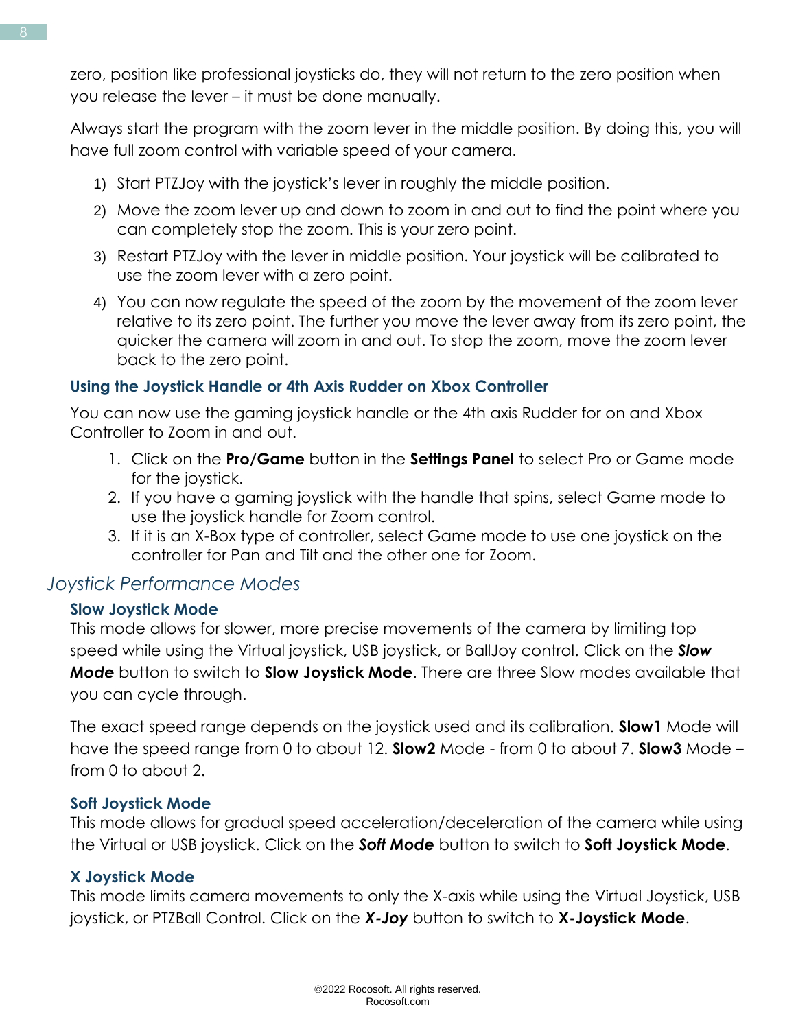zero, position like professional joysticks do, they will not return to the zero position when you release the lever – it must be done manually.

Always start the program with the zoom lever in the middle position. By doing this, you will have full zoom control with variable speed of your camera.

1) Start PTZJoy with the joystick's lever in roughly the middle position.
2) Move the zoom lever up and down to zoom in and out to find the point where you can completely stop the zoom. This is your zero point.
3) Restart PTZJoy with the lever in middle position. Your joystick will be calibrated to use the zoom lever with a zero point.
4) You can now regulate the speed of the zoom by the movement of the zoom lever relative to its zero point. The further you move the lever away from its zero point, the quicker the camera will zoom in and out. To stop the zoom, move the zoom lever back to the zero point.

### Using the Joystick Handle or 4th Axis Rudder on Xbox Controller

You can now use the gaming joystick handle or the 4th axis Rudder for on and Xbox Controller to Zoom in and out.

1. Click on the **Pro/Game** button in the **Settings Panel** to select Pro or Game mode for the joystick.
2. If you have a gaming joystick with the handle that spins, select Game mode to use the joystick handle for Zoom control.
3. If it is an X-Box type of controller, select Game mode to use one joystick on the controller for Pan and Tilt and the other one for Zoom.

## *Joystick Performance Modes*

### Slow Joystick Mode

This mode allows for slower, more precise movements of the camera by limiting top speed while using the Virtual joystick, USB joystick, or BallJoy control. Click on the ***Slow Mode*** button to switch to **Slow Joystick Mode**. There are three Slow modes available that you can cycle through.

The exact speed range depends on the joystick used and its calibration. **Slow1** Mode will have the speed range from 0 to about 12. **Slow2** Mode - from 0 to about 7. **Slow3** Mode – from 0 to about 2.

### Soft Joystick Mode

This mode allows for gradual speed acceleration/deceleration of the camera while using the Virtual or USB joystick. Click on the ***Soft Mode*** button to switch to **Soft Joystick Mode**.

### X Joystick Mode

This mode limits camera movements to only the X-axis while using the Virtual Joystick, USB joystick, or PTZBall Control. Click on the ***X-Joy*** button to switch to **X-Joystick Mode**.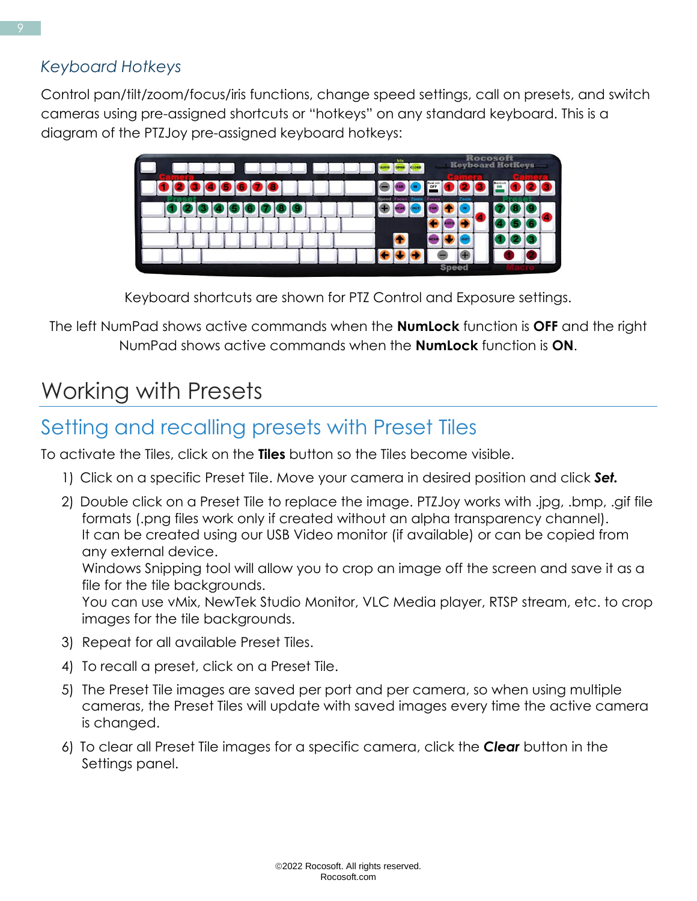### *Keyboard Hotkeys*

Control pan/tilt/zoom/focus/iris functions, change speed settings, call on presets, and switch cameras using pre-assigned shortcuts or "hotkeys" on any standard keyboard. This is a diagram of the PTZJoy pre-assigned keyboard hotkeys:

Keyboard shortcuts are shown for PTZ Control and Exposure settings.

The left NumPad shows active commands when the **NumLock** function is **OFF** and the right NumPad shows active commands when the **NumLock** function is **ON**.

# Working with Presets

## Setting and recalling presets with Preset Tiles

To activate the Tiles, click on the **Tiles** button so the Tiles become visible.

1) Click on a specific Preset Tile. Move your camera in desired position and click ***Set.***
2) Double click on a Preset Tile to replace the image. PTZJoy works with .jpg, .bmp, .gif file formats (.png files work only if created without an alpha transparency channel).
   It can be created using our USB Video monitor (if available) or can be copied from any external device.
   Windows Snipping tool will allow you to crop an image off the screen and save it as a file for the tile backgrounds.
   You can use vMix, NewTek Studio Monitor, VLC Media player, RTSP stream, etc. to crop images for the tile backgrounds.
3) Repeat for all available Preset Tiles.
4) To recall a preset, click on a Preset Tile.
5) The Preset Tile images are saved per port and per camera, so when using multiple cameras, the Preset Tiles will update with saved images every time the active camera is changed.
6) To clear all Preset Tile images for a specific camera, click the ***Clear*** button in the Settings panel.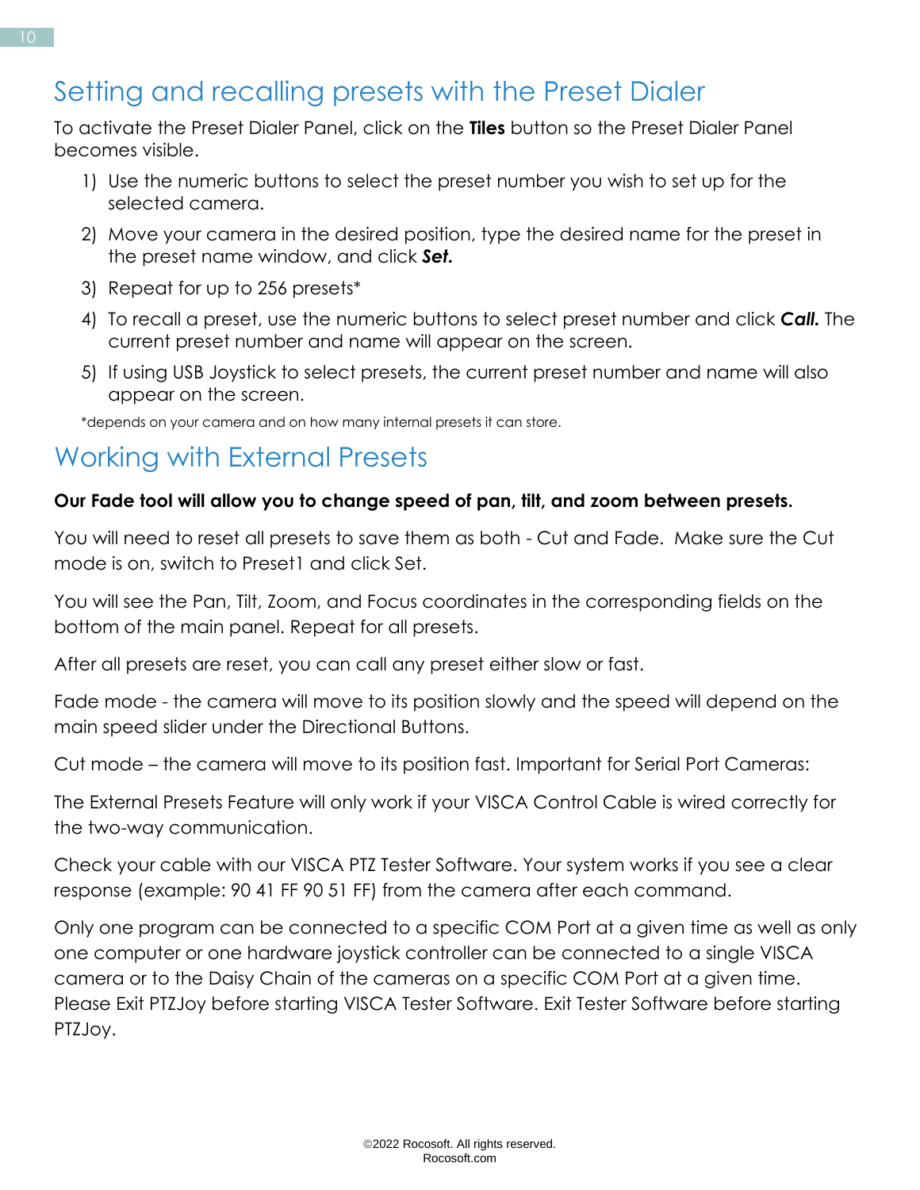## Setting and recalling presets with the Preset Dialer

To activate the Preset Dialer Panel, click on the **Tiles** button so the Preset Dialer Panel becomes visible.

1) Use the numeric buttons to select the preset number you wish to set up for the selected camera.
2) Move your camera in the desired position, type the desired name for the preset in the preset name window, and click ***Set.***
3) Repeat for up to 256 presets*
4) To recall a preset, use the numeric buttons to select preset number and click ***Call.*** The current preset number and name will appear on the screen.
5) If using USB Joystick to select presets, the current preset number and name will also appear on the screen.

*depends on your camera and on how many internal presets it can store.

## Working with External Presets

**Our Fade tool will allow you to change speed of pan, tilt, and zoom between presets.**

You will need to reset all presets to save them as both - Cut and Fade. Make sure the Cut mode is on, switch to Preset1 and click Set.

You will see the Pan, Tilt, Zoom, and Focus coordinates in the corresponding fields on the bottom of the main panel. Repeat for all presets.

After all presets are reset, you can call any preset either slow or fast.

Fade mode - the camera will move to its position slowly and the speed will depend on the main speed slider under the Directional Buttons.

Cut mode – the camera will move to its position fast. Important for Serial Port Cameras:

The External Presets Feature will only work if your VISCA Control Cable is wired correctly for the two-way communication.

Check your cable with our VISCA PTZ Tester Software. Your system works if you see a clear response (example: 90 41 FF 90 51 FF) from the camera after each command.

Only one program can be connected to a specific COM Port at a given time as well as only one computer or one hardware joystick controller can be connected to a single VISCA camera or to the Daisy Chain of the cameras on a specific COM Port at a given time. Please Exit PTZJoy before starting VISCA Tester Software. Exit Tester Software before starting PTZJoy.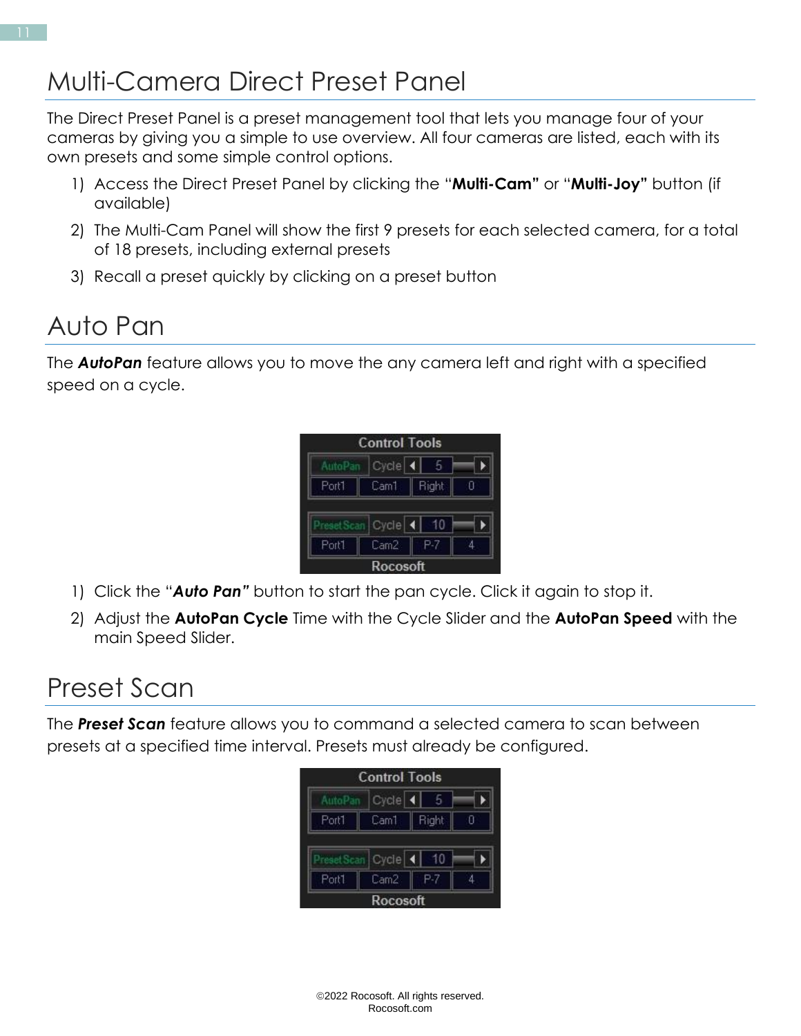# Multi-Camera Direct Preset Panel

The Direct Preset Panel is a preset management tool that lets you manage four of your cameras by giving you a simple to use overview. All four cameras are listed, each with its own presets and some simple control options.

1) Access the Direct Preset Panel by clicking the "**Multi-Cam"** or "**Multi-Joy"** button (if available)
2) The Multi-Cam Panel will show the first 9 presets for each selected camera, for a total of 18 presets, including external presets
3) Recall a preset quickly by clicking on a preset button

# Auto Pan

The ***AutoPan*** feature allows you to move the any camera left and right with a specified speed on a cycle.

1) Click the "***Auto Pan"*** button to start the pan cycle. Click it again to stop it.
2) Adjust the **AutoPan Cycle** Time with the Cycle Slider and the **AutoPan Speed** with the main Speed Slider.

# Preset Scan

The ***Preset Scan*** feature allows you to command a selected camera to scan between presets at a specified time interval. Presets must already be configured.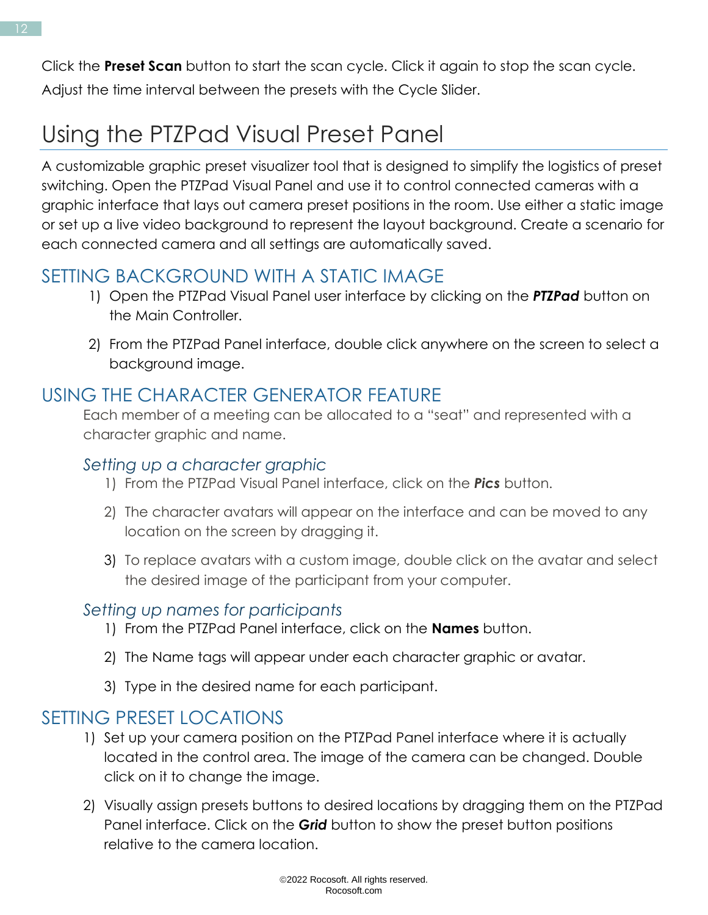Click the **Preset Scan** button to start the scan cycle. Click it again to stop the scan cycle. Adjust the time interval between the presets with the Cycle Slider.

# Using the PTZPad Visual Preset Panel

A customizable graphic preset visualizer tool that is designed to simplify the logistics of preset switching. Open the PTZPad Visual Panel and use it to control connected cameras with a graphic interface that lays out camera preset positions in the room. Use either a static image or set up a live video background to represent the layout background. Create a scenario for each connected camera and all settings are automatically saved.

## SETTING BACKGROUND WITH A STATIC IMAGE

1) Open the PTZPad Visual Panel user interface by clicking on the ***PTZPad*** button on the Main Controller.

2) From the PTZPad Panel interface, double click anywhere on the screen to select a background image.

## USING THE CHARACTER GENERATOR FEATURE

Each member of a meeting can be allocated to a "seat" and represented with a character graphic and name.

### *Setting up a character graphic*

1) From the PTZPad Visual Panel interface, click on the ***Pics*** button.

2) The character avatars will appear on the interface and can be moved to any location on the screen by dragging it.

3) To replace avatars with a custom image, double click on the avatar and select the desired image of the participant from your computer.

### *Setting up names for participants*

1) From the PTZPad Panel interface, click on the **Names** button.

2) The Name tags will appear under each character graphic or avatar.

3) Type in the desired name for each participant.

## SETTING PRESET LOCATIONS

1) Set up your camera position on the PTZPad Panel interface where it is actually located in the control area. The image of the camera can be changed. Double click on it to change the image.

2) Visually assign presets buttons to desired locations by dragging them on the PTZPad Panel interface. Click on the ***Grid*** button to show the preset button positions relative to the camera location.

©2022 Rocosoft. All rights reserved.
Rocosoft.com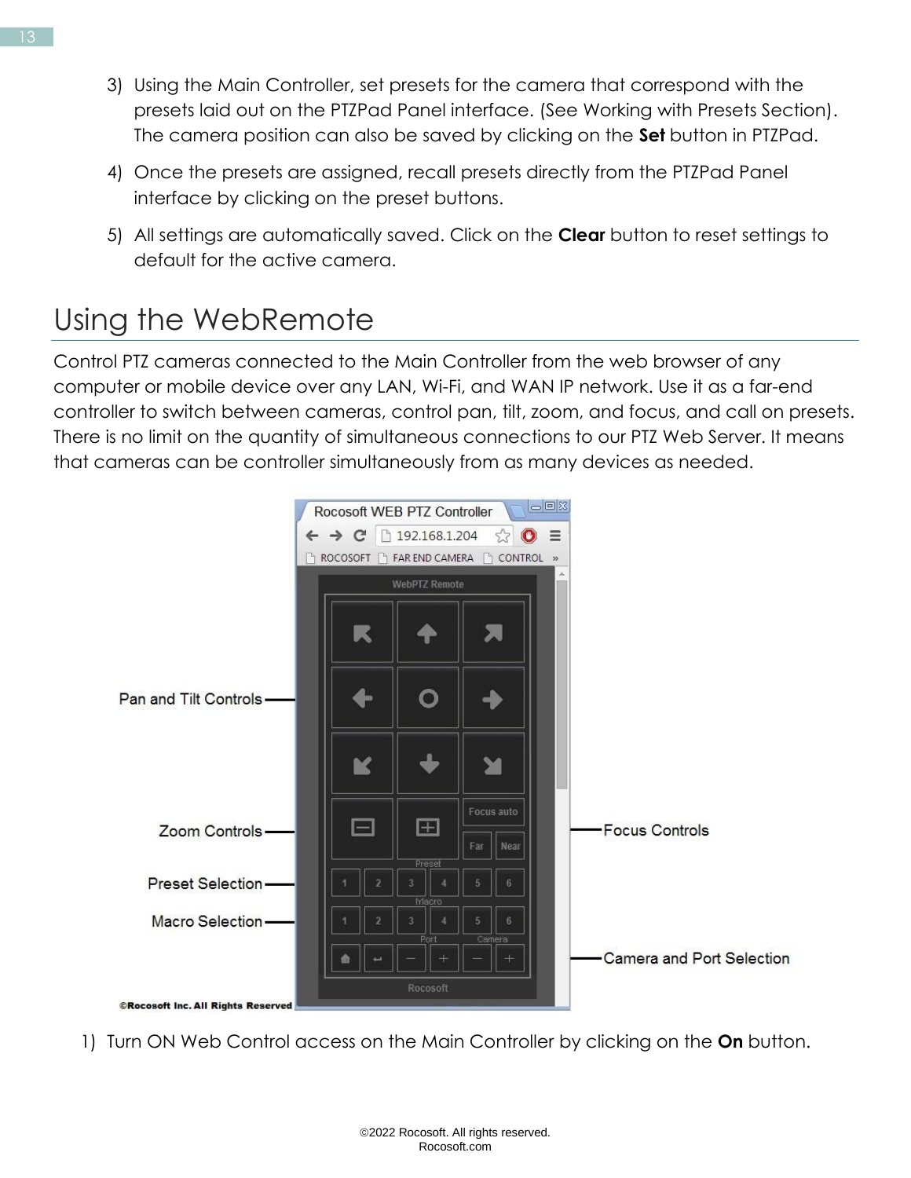3) Using the Main Controller, set presets for the camera that correspond with the presets laid out on the PTZPad Panel interface. (See Working with Presets Section). The camera position can also be saved by clicking on the **Set** button in PTZPad.

4) Once the presets are assigned, recall presets directly from the PTZPad Panel interface by clicking on the preset buttons.

5) All settings are automatically saved. Click on the **Clear** button to reset settings to default for the active camera.

## Using the WebRemote

Control PTZ cameras connected to the Main Controller from the web browser of any computer or mobile device over any LAN, Wi-Fi, and WAN IP network. Use it as a far-end controller to switch between cameras, control pan, tilt, zoom, and focus, and call on presets. There is no limit on the quantity of simultaneous connections to our PTZ Web Server. It means that cameras can be controller simultaneously from as many devices as needed.

1) Turn ON Web Control access on the Main Controller by clicking on the **On** button.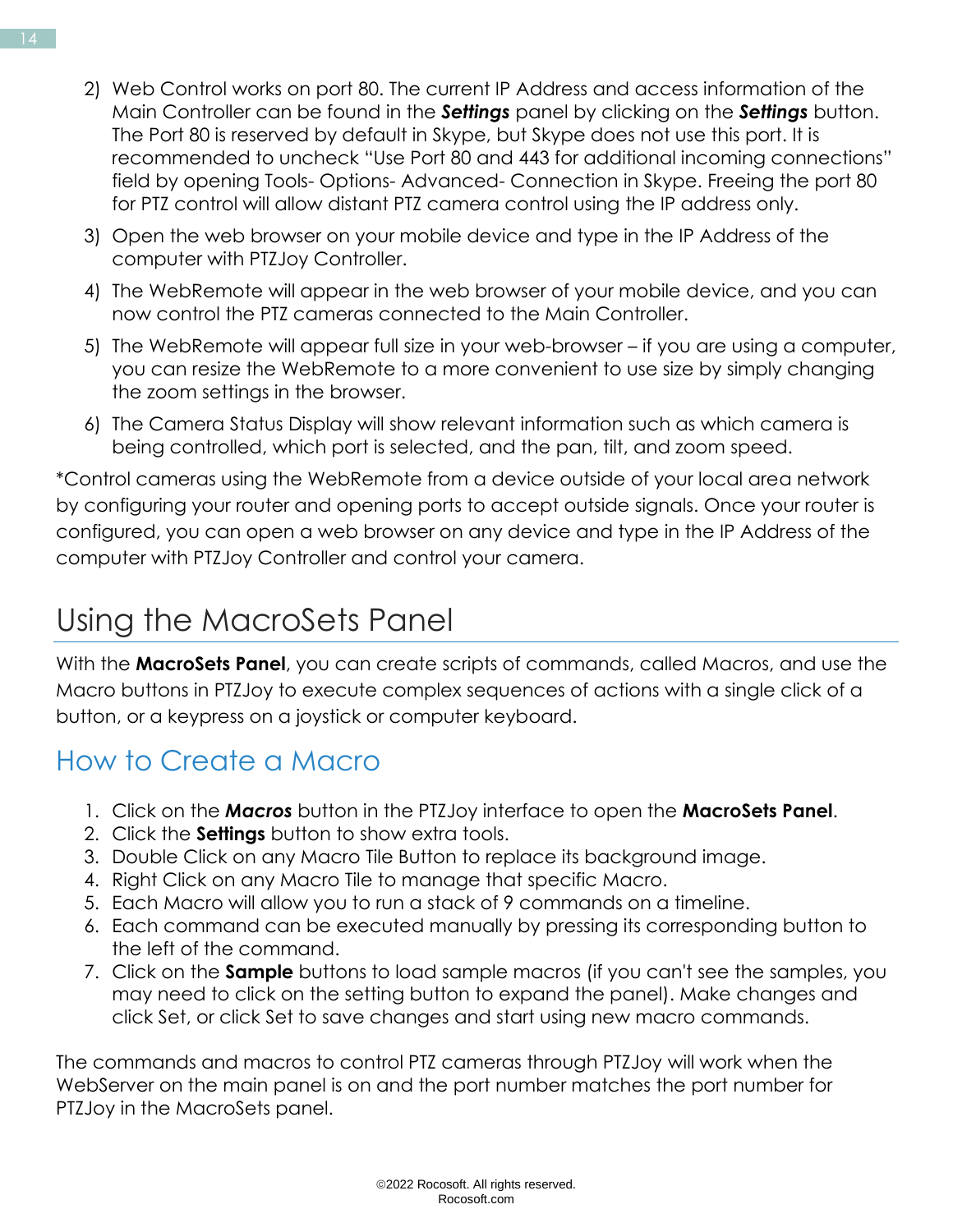2) Web Control works on port 80. The current IP Address and access information of the Main Controller can be found in the ***Settings*** panel by clicking on the ***Settings*** button. The Port 80 is reserved by default in Skype, but Skype does not use this port. It is recommended to uncheck "Use Port 80 and 443 for additional incoming connections" field by opening Tools- Options- Advanced- Connection in Skype. Freeing the port 80 for PTZ control will allow distant PTZ camera control using the IP address only.
3) Open the web browser on your mobile device and type in the IP Address of the computer with PTZJoy Controller.
4) The WebRemote will appear in the web browser of your mobile device, and you can now control the PTZ cameras connected to the Main Controller.
5) The WebRemote will appear full size in your web-browser – if you are using a computer, you can resize the WebRemote to a more convenient to use size by simply changing the zoom settings in the browser.
6) The Camera Status Display will show relevant information such as which camera is being controlled, which port is selected, and the pan, tilt, and zoom speed.

*Control cameras using the WebRemote from a device outside of your local area network by configuring your router and opening ports to accept outside signals. Once your router is configured, you can open a web browser on any device and type in the IP Address of the computer with PTZJoy Controller and control your camera.

# Using the MacroSets Panel

With the **MacroSets Panel**, you can create scripts of commands, called Macros, and use the Macro buttons in PTZJoy to execute complex sequences of actions with a single click of a button, or a keypress on a joystick or computer keyboard.

## How to Create a Macro

1. Click on the ***Macros*** button in the PTZJoy interface to open the **MacroSets Panel**.
2. Click the **Settings** button to show extra tools.
3. Double Click on any Macro Tile Button to replace its background image.
4. Right Click on any Macro Tile to manage that specific Macro.
5. Each Macro will allow you to run a stack of 9 commands on a timeline.
6. Each command can be executed manually by pressing its corresponding button to the left of the command.
7. Click on the **Sample** buttons to load sample macros (if you can't see the samples, you may need to click on the setting button to expand the panel). Make changes and click Set, or click Set to save changes and start using new macro commands.

The commands and macros to control PTZ cameras through PTZJoy will work when the WebServer on the main panel is on and the port number matches the port number for PTZJoy in the MacroSets panel.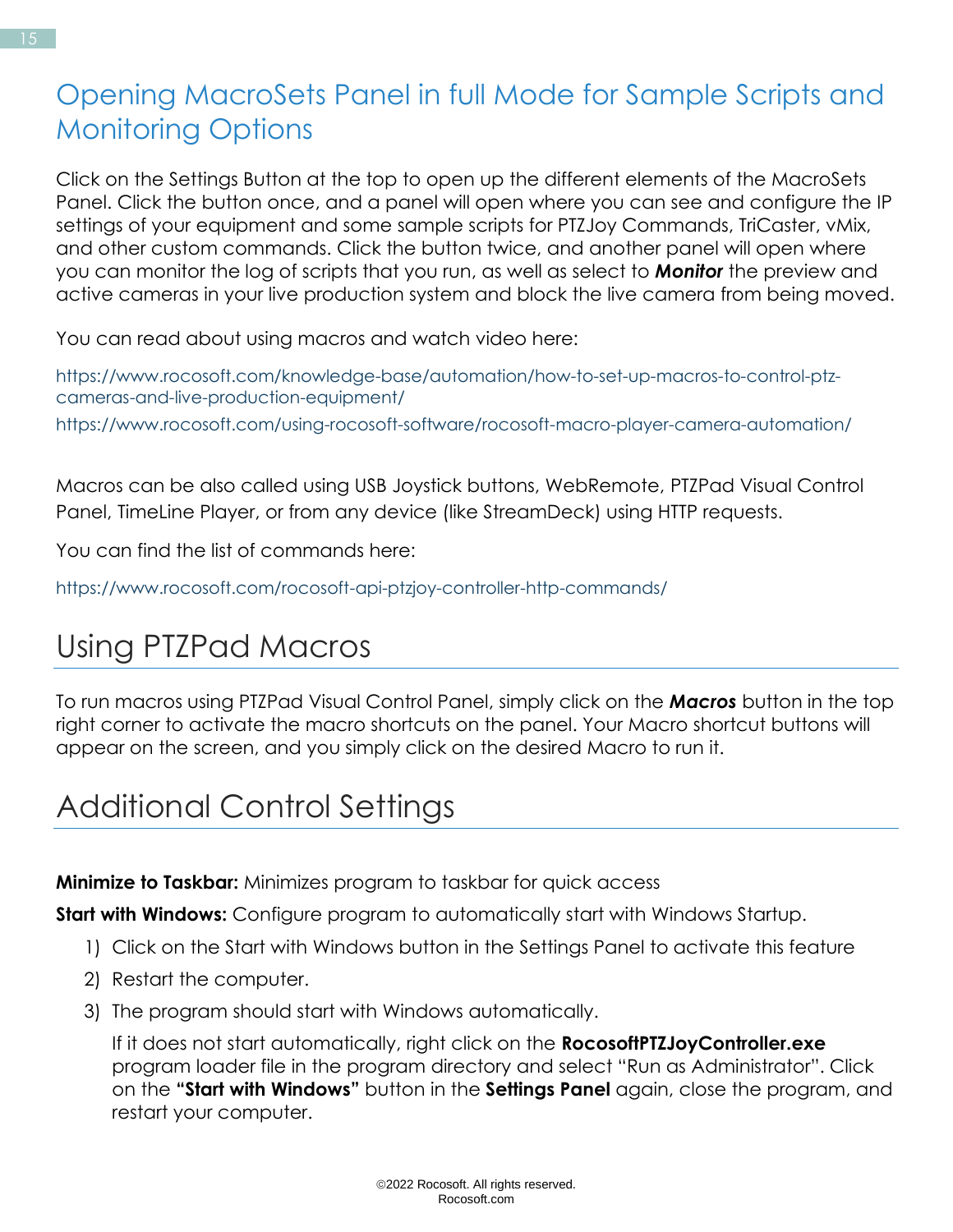## Opening MacroSets Panel in full Mode for Sample Scripts and Monitoring Options

Click on the Settings Button at the top to open up the different elements of the MacroSets Panel. Click the button once, and a panel will open where you can see and configure the IP settings of your equipment and some sample scripts for PTZJoy Commands, TriCaster, vMix, and other custom commands. Click the button twice, and another panel will open where you can monitor the log of scripts that you run, as well as select to ***Monitor*** the preview and active cameras in your live production system and block the live camera from being moved.

You can read about using macros and watch video here:

https://www.rocosoft.com/knowledge-base/automation/how-to-set-up-macros-to-control-ptz-cameras-and-live-production-equipment/

https://www.rocosoft.com/using-rocosoft-software/rocosoft-macro-player-camera-automation/

Macros can be also called using USB Joystick buttons, WebRemote, PTZPad Visual Control Panel, TimeLine Player, or from any device (like StreamDeck) using HTTP requests.

You can find the list of commands here:

https://www.rocosoft.com/rocosoft-api-ptzjoy-controller-http-commands/

# Using PTZPad Macros

To run macros using PTZPad Visual Control Panel, simply click on the ***Macros*** button in the top right corner to activate the macro shortcuts on the panel. Your Macro shortcut buttons will appear on the screen, and you simply click on the desired Macro to run it.

# Additional Control Settings

**Minimize to Taskbar:** Minimizes program to taskbar for quick access

**Start with Windows:** Configure program to automatically start with Windows Startup.

1) Click on the Start with Windows button in the Settings Panel to activate this feature
2) Restart the computer.
3) The program should start with Windows automatically.

   If it does not start automatically, right click on the **RocosoftPTZJoyController.exe** program loader file in the program directory and select "Run as Administrator". Click on the **"Start with Windows"** button in the **Settings Panel** again, close the program, and restart your computer.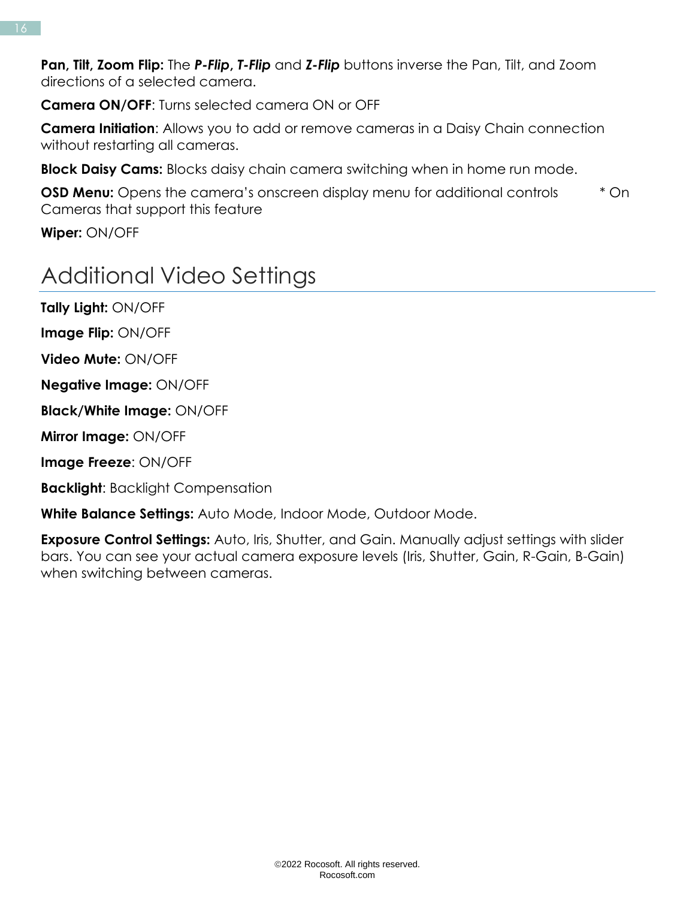**Pan, Tilt, Zoom Flip:** The ***P-Flip***, ***T-Flip*** and ***Z-Flip*** buttons inverse the Pan, Tilt, and Zoom directions of a selected camera.

**Camera ON/OFF**: Turns selected camera ON or OFF

**Camera Initiation**: Allows you to add or remove cameras in a Daisy Chain connection without restarting all cameras.

**Block Daisy Cams:** Blocks daisy chain camera switching when in home run mode.

**OSD Menu:** Opens the camera's onscreen display menu for additional controls * On Cameras that support this feature

**Wiper:** ON/OFF

## Additional Video Settings

**Tally Light:** ON/OFF

**Image Flip:** ON/OFF

**Video Mute:** ON/OFF

**Negative Image:** ON/OFF

**Black/White Image:** ON/OFF

**Mirror Image:** ON/OFF

**Image Freeze**: ON/OFF

**Backlight**: Backlight Compensation

**White Balance Settings:** Auto Mode, Indoor Mode, Outdoor Mode.

**Exposure Control Settings:** Auto, Iris, Shutter, and Gain. Manually adjust settings with slider bars. You can see your actual camera exposure levels (Iris, Shutter, Gain, R-Gain, B-Gain) when switching between cameras.